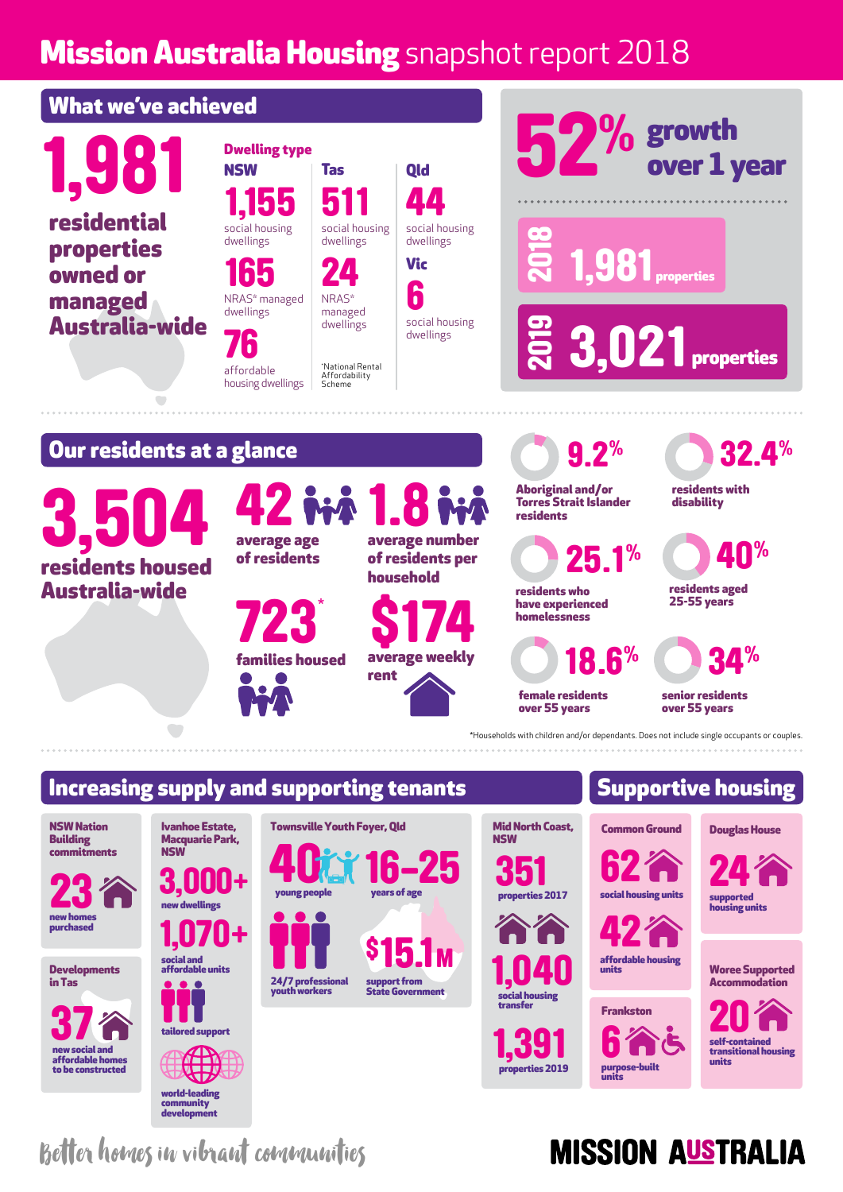# Mission Australia Housing snapshot report 2018

## What we've achieved

**1,981** residential properties owned or managed Australia-wide

### Dwelling type

| NSW | Tas | Qld |
|---|---|---|
| **1,155** social housing dwellings | **511** social housing dwellings | **44** social housing dwellings |
| **165** NRAS* managed dwellings | **24** NRAS* managed dwellings | **Vic** |
| **76** affordable housing dwellings | | **6** social housing dwellings |

*National Rental Affordability Scheme

**52% growth over 1 year**

- **2018** — **1,981** properties
- **2019** — **3,021** properties

## Our residents at a glance

**3,504** residents housed Australia-wide

- **42** average age of residents
- **1.8** average number of residents per household
- **723*** families housed
- **$174** average weekly rent

- **9.2%** Aboriginal and/or Torres Strait Islander residents
- **32.4%** residents with disability
- **25.1%** residents who have experienced homelessness
- **40%** residents aged 25-55 years
- **18.6%** female residents over 55 years
- **34%** senior residents over 55 years

*Households with children and/or dependants. Does not include single occupants or couples.

## Increasing supply and supporting tenants

### NSW Nation Building commitments

**23** new homes purchased

### Developments in Tas

**37** new social and affordable homes to be constructed

### Ivanhoe Estate, Macquarie Park, NSW

- **3,000+** new dwellings
- **1,070+** social and affordable units
- tailored support
- world-leading community development

### Townsville Youth Foyer, Qld

- **40** young people
- **16–25** years of age
- 24/7 professional youth workers
- **$15.1M** support from State Government

### Mid North Coast, NSW

- **351** properties 2017
- **1,040** social housing transfer
- **1,391** properties 2019

## Supportive housing

### Common Ground

- **62** social housing units
- **42** affordable housing units

### Douglas House

**24** supported housing units

### Frankston

**6** purpose-built units

### Woree Supported Accommodation

**20** self-contained transitional housing units

*Better homes in vibrant communities*

**MISSION AUSTRALIA**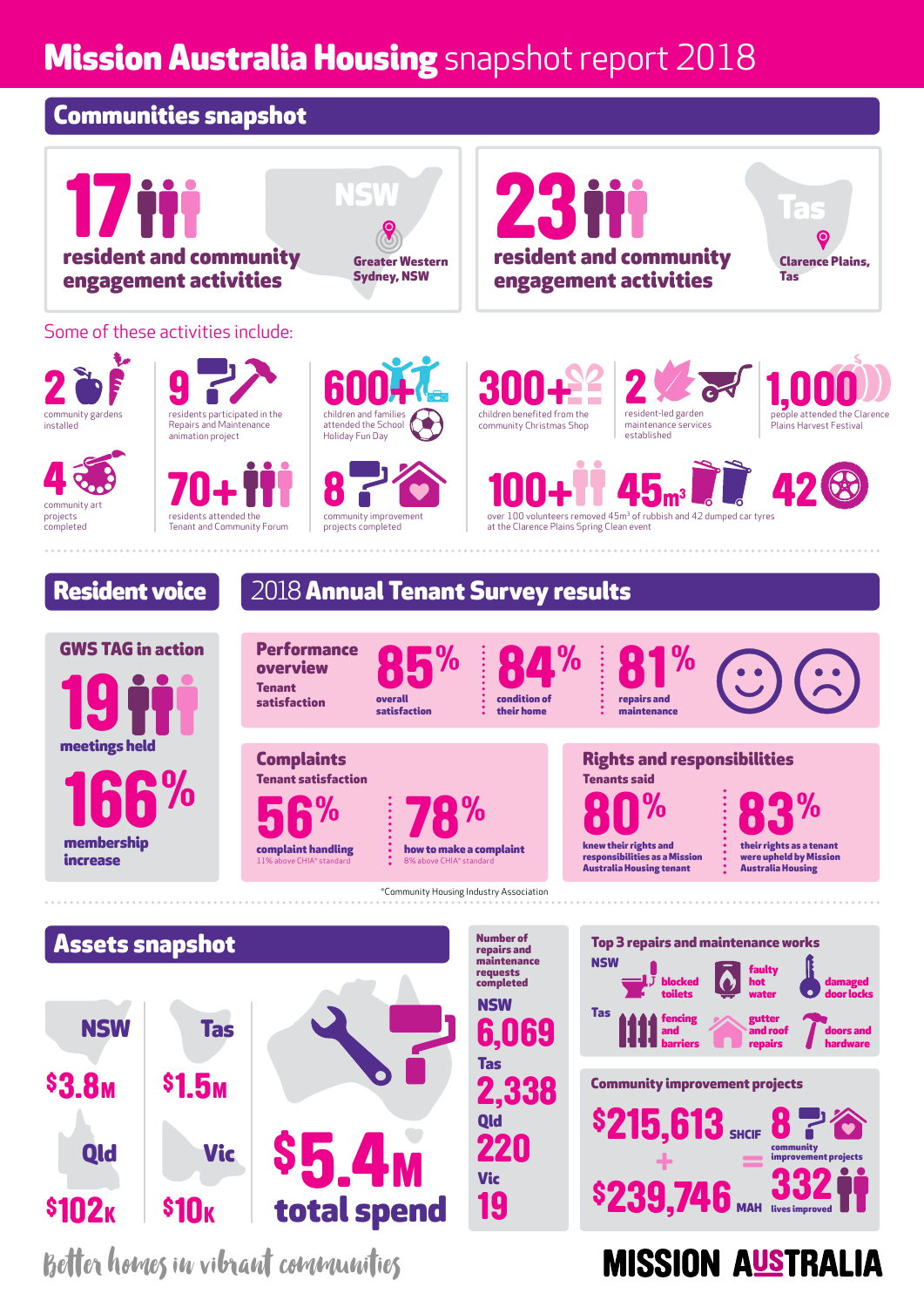# Mission Australia Housing snapshot report 2018

## Communities snapshot

**17** resident and community engagement activities

NSW – Greater Western Sydney, NSW

**23** resident and community engagement activities

Tas – Clarence Plains, Tas

Some of these activities include:

- **2** community gardens installed
- **9** residents participated in the Repairs and Maintenance animation project
- **600+** children and families attended the School Holiday Fun Day
- **300+** children benefited from the community Christmas Shop
- **2** resident-led garden maintenance services established
- **1,000** people attended the Clarence Plains Harvest Festival
- **4** community art projects completed
- **70+** residents attended the Tenant and Community Forum
- **8** community improvement projects completed
- **100+** **45m³** **42** over 100 volunteers removed 45m³ of rubbish and 42 dumped car tyres at the Clarence Plains Spring Clean event

## Resident voice

### GWS TAG in action

**19** meetings held

**166%** membership increase

## 2018 Annual Tenant Survey results

### Performance overview

Tenant satisfaction

- **85%** overall satisfaction
- **84%** condition of their home
- **81%** repairs and maintenance

### Complaints

Tenant satisfaction

- **56%** complaint handling – 11% above CHIA* standard
- **78%** how to make a complaint – 8% above CHIA* standard

### Rights and responsibilities

Tenants said

- **80%** knew their rights and responsibilities as a Mission Australia Housing tenant
- **83%** their rights as a tenant were upheld by Mission Australia Housing

*Community Housing Industry Association

## Assets snapshot

- NSW **$3.8M**
- Tas **$1.5M**
- Qld **$102K**
- Vic **$10K**

**$5.4M** total spend

### Number of repairs and maintenance requests completed

- NSW **6,069**
- Tas **2,338**
- Qld **220**
- Vic **19**

### Top 3 repairs and maintenance works

NSW: blocked toilets, faulty hot water, damaged door locks

Tas: fencing and barriers, gutter and roof repairs, doors and hardware

### Community improvement projects

**$215,613** SHCIF + **$239,746** MAH = **8** community improvement projects, **332** lives improved

*Better homes in vibrant communities*

MISSION AUSTRALIA